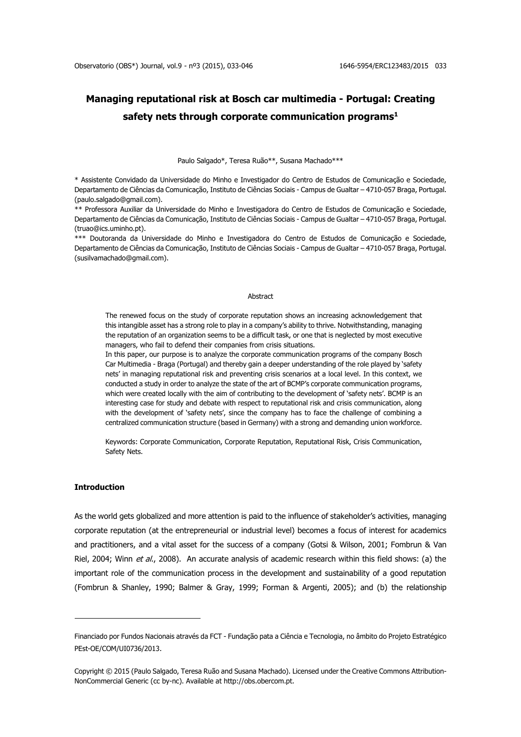# Managing reputational risk at Bosch car multimedia - Portugal: Creating safety nets through corporate communication programs[1]

Paulo Salgado*, Teresa Ruão**, Susana Machado***

\* Assistente Convidado da Universidade do Minho e Investigador do Centro de Estudos de Comunicação e Sociedade, Departamento de Ciências da Comunicação, Instituto de Ciências Sociais - Campus de Gualtar – 4710-057 Braga, Portugal. (paulo.salgado@gmail.com).

\** Professora Auxiliar da Universidade do Minho e Investigadora do Centro de Estudos de Comunicação e Sociedade, Departamento de Ciências da Comunicação, Instituto de Ciências Sociais - Campus de Gualtar – 4710-057 Braga, Portugal. (truao@ics.uminho.pt).

\*** Doutoranda da Universidade do Minho e Investigadora do Centro de Estudos de Comunicação e Sociedade, Departamento de Ciências da Comunicação, Instituto de Ciências Sociais - Campus de Gualtar – 4710-057 Braga, Portugal. (susilvamachado@gmail.com).

## Abstract

The renewed focus on the study of corporate reputation shows an increasing acknowledgement that this intangible asset has a strong role to play in a company's ability to thrive. Notwithstanding, managing the reputation of an organization seems to be a difficult task, or one that is neglected by most executive managers, who fail to defend their companies from crisis situations.

In this paper, our purpose is to analyze the corporate communication programs of the company Bosch Car Multimedia - Braga (Portugal) and thereby gain a deeper understanding of the role played by 'safety nets' in managing reputational risk and preventing crisis scenarios at a local level. In this context, we conducted a study in order to analyze the state of the art of BCMP's corporate communication programs, which were created locally with the aim of contributing to the development of 'safety nets'. BCMP is an interesting case for study and debate with respect to reputational risk and crisis communication, along with the development of 'safety nets', since the company has to face the challenge of combining a centralized communication structure (based in Germany) with a strong and demanding union workforce.

Keywords: Corporate Communication, Corporate Reputation, Reputational Risk, Crisis Communication, Safety Nets.

## Introduction

As the world gets globalized and more attention is paid to the influence of stakeholder's activities, managing corporate reputation (at the entrepreneurial or industrial level) becomes a focus of interest for academics and practitioners, and a vital asset for the success of a company (Gotsi & Wilson, 2001; Fombrun & Van Riel, 2004; Winn *et al.*, 2008). An accurate analysis of academic research within this field shows: (a) the important role of the communication process in the development and sustainability of a good reputation (Fombrun & Shanley, 1990; Balmer & Gray, 1999; Forman & Argenti, 2005); and (b) the relationship

---

[1] Financiado por Fundos Nacionais através da FCT - Fundação pata a Ciência e Tecnologia, no âmbito do Projeto Estratégico PEst-OE/COM/UI0736/2013.

Copyright © 2015 (Paulo Salgado, Teresa Ruão and Susana Machado). Licensed under the Creative Commons Attribution-NonCommercial Generic (cc by-nc). Available at http://obs.obercom.pt.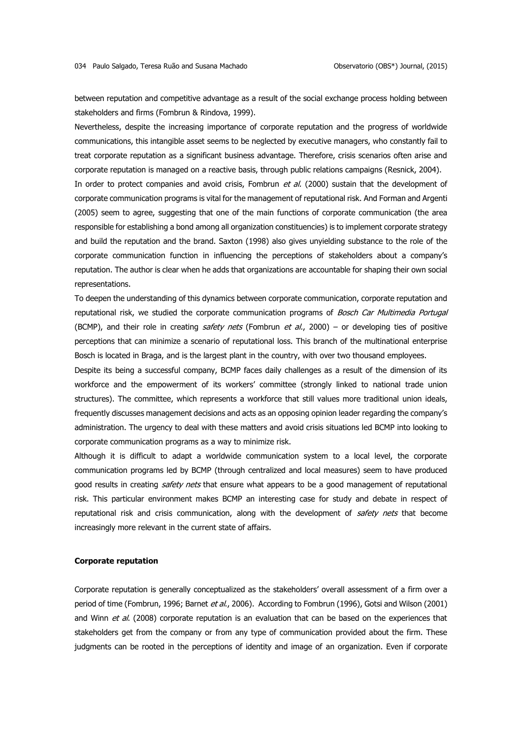between reputation and competitive advantage as a result of the social exchange process holding between stakeholders and firms (Fombrun & Rindova, 1999).

Nevertheless, despite the increasing importance of corporate reputation and the progress of worldwide communications, this intangible asset seems to be neglected by executive managers, who constantly fail to treat corporate reputation as a significant business advantage. Therefore, crisis scenarios often arise and corporate reputation is managed on a reactive basis, through public relations campaigns (Resnick, 2004).

In order to protect companies and avoid crisis, Fombrun *et al.* (2000) sustain that the development of corporate communication programs is vital for the management of reputational risk. And Forman and Argenti (2005) seem to agree, suggesting that one of the main functions of corporate communication (the area responsible for establishing a bond among all organization constituencies) is to implement corporate strategy and build the reputation and the brand. Saxton (1998) also gives unyielding substance to the role of the corporate communication function in influencing the perceptions of stakeholders about a company's reputation. The author is clear when he adds that organizations are accountable for shaping their own social representations.

To deepen the understanding of this dynamics between corporate communication, corporate reputation and reputational risk, we studied the corporate communication programs of *Bosch Car Multimedia Portugal* (BCMP), and their role in creating *safety nets* (Fombrun *et al.*, 2000) – or developing ties of positive perceptions that can minimize a scenario of reputational loss. This branch of the multinational enterprise Bosch is located in Braga, and is the largest plant in the country, with over two thousand employees.

Despite its being a successful company, BCMP faces daily challenges as a result of the dimension of its workforce and the empowerment of its workers' committee (strongly linked to national trade union structures). The committee, which represents a workforce that still values more traditional union ideals, frequently discusses management decisions and acts as an opposing opinion leader regarding the company's administration. The urgency to deal with these matters and avoid crisis situations led BCMP into looking to corporate communication programs as a way to minimize risk.

Although it is difficult to adapt a worldwide communication system to a local level, the corporate communication programs led by BCMP (through centralized and local measures) seem to have produced good results in creating *safety nets* that ensure what appears to be a good management of reputational risk. This particular environment makes BCMP an interesting case for study and debate in respect of reputational risk and crisis communication, along with the development of *safety nets* that become increasingly more relevant in the current state of affairs.

**Corporate reputation**

Corporate reputation is generally conceptualized as the stakeholders' overall assessment of a firm over a period of time (Fombrun, 1996; Barnet *et al.*, 2006). According to Fombrun (1996), Gotsi and Wilson (2001) and Winn *et al.* (2008) corporate reputation is an evaluation that can be based on the experiences that stakeholders get from the company or from any type of communication provided about the firm. These judgments can be rooted in the perceptions of identity and image of an organization. Even if corporate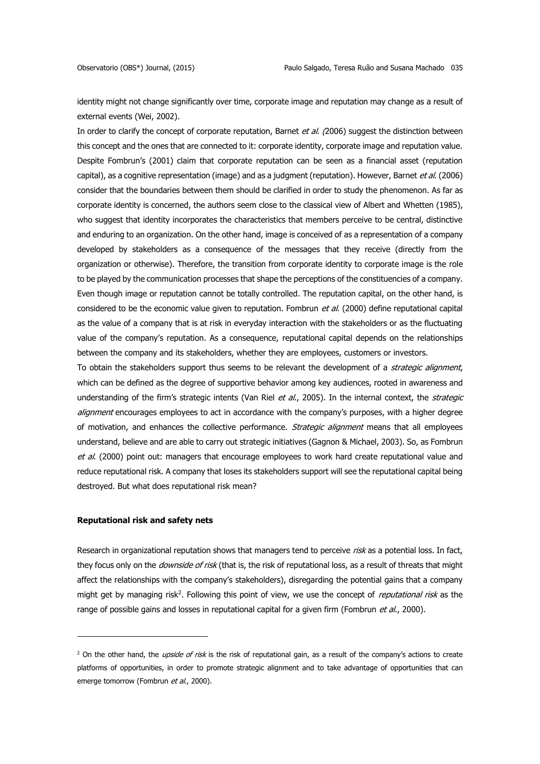identity might not change significantly over time, corporate image and reputation may change as a result of external events (Wei, 2002).

In order to clarify the concept of corporate reputation, Barnet *et al.* (2006) suggest the distinction between this concept and the ones that are connected to it: corporate identity, corporate image and reputation value. Despite Fombrun's (2001) claim that corporate reputation can be seen as a financial asset (reputation capital), as a cognitive representation (image) and as a judgment (reputation). However, Barnet *et al.* (2006) consider that the boundaries between them should be clarified in order to study the phenomenon. As far as corporate identity is concerned, the authors seem close to the classical view of Albert and Whetten (1985), who suggest that identity incorporates the characteristics that members perceive to be central, distinctive and enduring to an organization. On the other hand, image is conceived of as a representation of a company developed by stakeholders as a consequence of the messages that they receive (directly from the organization or otherwise). Therefore, the transition from corporate identity to corporate image is the role to be played by the communication processes that shape the perceptions of the constituencies of a company. Even though image or reputation cannot be totally controlled. The reputation capital, on the other hand, is considered to be the economic value given to reputation. Fombrun *et al.* (2000) define reputational capital as the value of a company that is at risk in everyday interaction with the stakeholders or as the fluctuating value of the company's reputation. As a consequence, reputational capital depends on the relationships between the company and its stakeholders, whether they are employees, customers or investors.

To obtain the stakeholders support thus seems to be relevant the development of a *strategic alignment*, which can be defined as the degree of supportive behavior among key audiences, rooted in awareness and understanding of the firm's strategic intents (Van Riel *et al.*, 2005). In the internal context, the *strategic alignment* encourages employees to act in accordance with the company's purposes, with a higher degree of motivation, and enhances the collective performance. *Strategic alignment* means that all employees understand, believe and are able to carry out strategic initiatives (Gagnon & Michael, 2003). So, as Fombrun *et al.* (2000) point out: managers that encourage employees to work hard create reputational value and reduce reputational risk. A company that loses its stakeholders support will see the reputational capital being destroyed. But what does reputational risk mean?

**Reputational risk and safety nets**

Research in organizational reputation shows that managers tend to perceive *risk* as a potential loss. In fact, they focus only on the *downside of risk* (that is, the risk of reputational loss, as a result of threats that might affect the relationships with the company's stakeholders), disregarding the potential gains that a company might get by managing risk[2]. Following this point of view, we use the concept of *reputational risk* as the range of possible gains and losses in reputational capital for a given firm (Fombrun *et al.*, 2000).

---

[2] On the other hand, the *upside of risk* is the risk of reputational gain, as a result of the company's actions to create platforms of opportunities, in order to promote strategic alignment and to take advantage of opportunities that can emerge tomorrow (Fombrun *et al.*, 2000).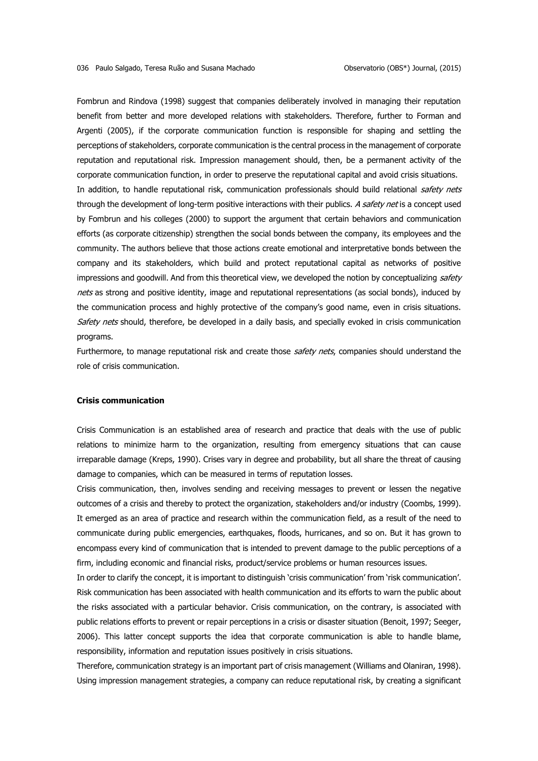Fombrun and Rindova (1998) suggest that companies deliberately involved in managing their reputation benefit from better and more developed relations with stakeholders. Therefore, further to Forman and Argenti (2005), if the corporate communication function is responsible for shaping and settling the perceptions of stakeholders, corporate communication is the central process in the management of corporate reputation and reputational risk. Impression management should, then, be a permanent activity of the corporate communication function, in order to preserve the reputational capital and avoid crisis situations.

In addition, to handle reputational risk, communication professionals should build relational *safety nets* through the development of long-term positive interactions with their publics. *A safety net* is a concept used by Fombrun and his colleges (2000) to support the argument that certain behaviors and communication efforts (as corporate citizenship) strengthen the social bonds between the company, its employees and the community. The authors believe that those actions create emotional and interpretative bonds between the company and its stakeholders, which build and protect reputational capital as networks of positive impressions and goodwill. And from this theoretical view, we developed the notion by conceptualizing *safety nets* as strong and positive identity, image and reputational representations (as social bonds), induced by the communication process and highly protective of the company's good name, even in crisis situations. *Safety nets* should, therefore, be developed in a daily basis, and specially evoked in crisis communication programs.

Furthermore, to manage reputational risk and create those *safety nets*, companies should understand the role of crisis communication.

**Crisis communication**

Crisis Communication is an established area of research and practice that deals with the use of public relations to minimize harm to the organization, resulting from emergency situations that can cause irreparable damage (Kreps, 1990). Crises vary in degree and probability, but all share the threat of causing damage to companies, which can be measured in terms of reputation losses.

Crisis communication, then, involves sending and receiving messages to prevent or lessen the negative outcomes of a crisis and thereby to protect the organization, stakeholders and/or industry (Coombs, 1999). It emerged as an area of practice and research within the communication field, as a result of the need to communicate during public emergencies, earthquakes, floods, hurricanes, and so on. But it has grown to encompass every kind of communication that is intended to prevent damage to the public perceptions of a firm, including economic and financial risks, product/service problems or human resources issues.

In order to clarify the concept, it is important to distinguish 'crisis communication' from 'risk communication'. Risk communication has been associated with health communication and its efforts to warn the public about the risks associated with a particular behavior. Crisis communication, on the contrary, is associated with public relations efforts to prevent or repair perceptions in a crisis or disaster situation (Benoit, 1997; Seeger, 2006). This latter concept supports the idea that corporate communication is able to handle blame, responsibility, information and reputation issues positively in crisis situations.

Therefore, communication strategy is an important part of crisis management (Williams and Olaniran, 1998). Using impression management strategies, a company can reduce reputational risk, by creating a significant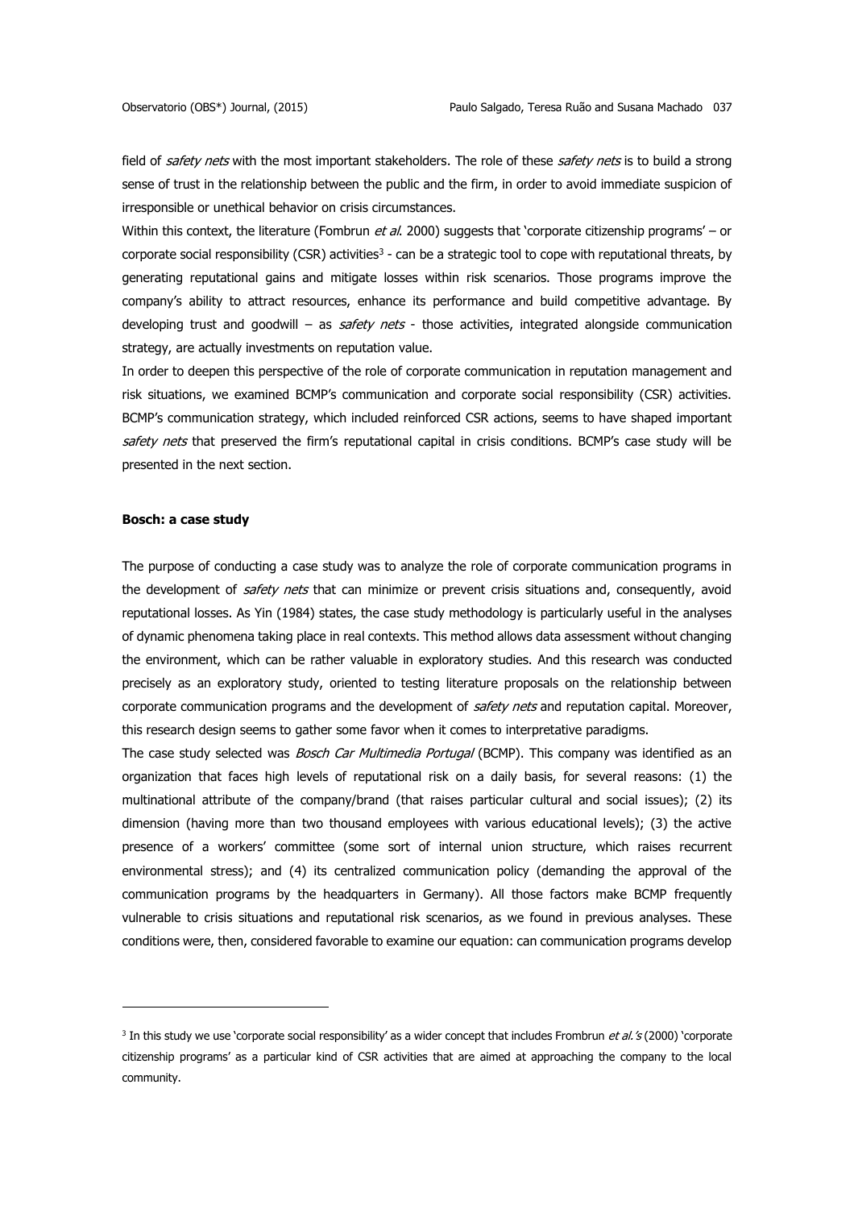field of *safety nets* with the most important stakeholders. The role of these *safety nets* is to build a strong sense of trust in the relationship between the public and the firm, in order to avoid immediate suspicion of irresponsible or unethical behavior on crisis circumstances.

Within this context, the literature (Fombrun *et al.* 2000) suggests that 'corporate citizenship programs' – or corporate social responsibility (CSR) activities[3] - can be a strategic tool to cope with reputational threats, by generating reputational gains and mitigate losses within risk scenarios. Those programs improve the company's ability to attract resources, enhance its performance and build competitive advantage. By developing trust and goodwill – as *safety nets* - those activities, integrated alongside communication strategy, are actually investments on reputation value.

In order to deepen this perspective of the role of corporate communication in reputation management and risk situations, we examined BCMP's communication and corporate social responsibility (CSR) activities. BCMP's communication strategy, which included reinforced CSR actions, seems to have shaped important *safety nets* that preserved the firm's reputational capital in crisis conditions. BCMP's case study will be presented in the next section.

**Bosch: a case study**

The purpose of conducting a case study was to analyze the role of corporate communication programs in the development of *safety nets* that can minimize or prevent crisis situations and, consequently, avoid reputational losses. As Yin (1984) states, the case study methodology is particularly useful in the analyses of dynamic phenomena taking place in real contexts. This method allows data assessment without changing the environment, which can be rather valuable in exploratory studies. And this research was conducted precisely as an exploratory study, oriented to testing literature proposals on the relationship between corporate communication programs and the development of *safety nets* and reputation capital. Moreover, this research design seems to gather some favor when it comes to interpretative paradigms.

The case study selected was *Bosch Car Multimedia Portugal* (BCMP). This company was identified as an organization that faces high levels of reputational risk on a daily basis, for several reasons: (1) the multinational attribute of the company/brand (that raises particular cultural and social issues); (2) its dimension (having more than two thousand employees with various educational levels); (3) the active presence of a workers' committee (some sort of internal union structure, which raises recurrent environmental stress); and (4) its centralized communication policy (demanding the approval of the communication programs by the headquarters in Germany). All those factors make BCMP frequently vulnerable to crisis situations and reputational risk scenarios, as we found in previous analyses. These conditions were, then, considered favorable to examine our equation: can communication programs develop

[3] In this study we use 'corporate social responsibility' as a wider concept that includes Frombrun *et al.'s* (2000) 'corporate citizenship programs' as a particular kind of CSR activities that are aimed at approaching the company to the local community.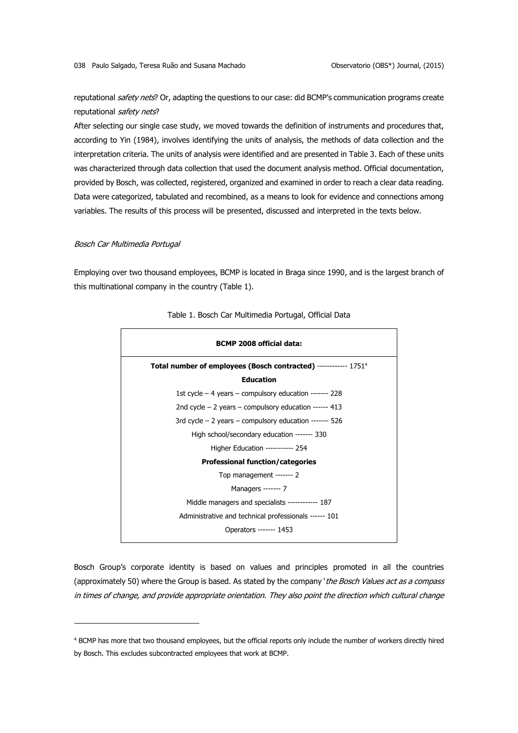reputational *safety nets*? Or, adapting the questions to our case: did BCMP's communication programs create reputational *safety nets*?

After selecting our single case study, we moved towards the definition of instruments and procedures that, according to Yin (1984), involves identifying the units of analysis, the methods of data collection and the interpretation criteria. The units of analysis were identified and are presented in Table 3. Each of these units was characterized through data collection that used the document analysis method. Official documentation, provided by Bosch, was collected, registered, organized and examined in order to reach a clear data reading. Data were categorized, tabulated and recombined, as a means to look for evidence and connections among variables. The results of this process will be presented, discussed and interpreted in the texts below.

*Bosch Car Multimedia Portugal*

Employing over two thousand employees, BCMP is located in Braga since 1990, and is the largest branch of this multinational company in the country (Table 1).

Table 1. Bosch Car Multimedia Portugal, Official Data

| **BCMP 2008 official data:** |
|---|
| **Total number of employees (Bosch contracted)** ------------ 1751[4] |
| **Education** |
| 1st cycle – 4 years – compulsory education ------- 228 |
| 2nd cycle – 2 years – compulsory education ------ 413 |
| 3rd cycle – 2 years – compulsory education ------- 526 |
| High school/secondary education ------- 330 |
| Higher Education ----------- 254 |
| **Professional function/categories** |
| Top management ------- 2 |
| Managers ------- 7 |
| Middle managers and specialists ------------ 187 |
| Administrative and technical professionals ------ 101 |
| Operators ------- 1453 |

Bosch Group's corporate identity is based on values and principles promoted in all the countries (approximately 50) where the Group is based. As stated by the company '*the Bosch Values act as a compass in times of change, and provide appropriate orientation. They also point the direction which cultural change*

[4] BCMP has more that two thousand employees, but the official reports only include the number of workers directly hired by Bosch. This excludes subcontracted employees that work at BCMP.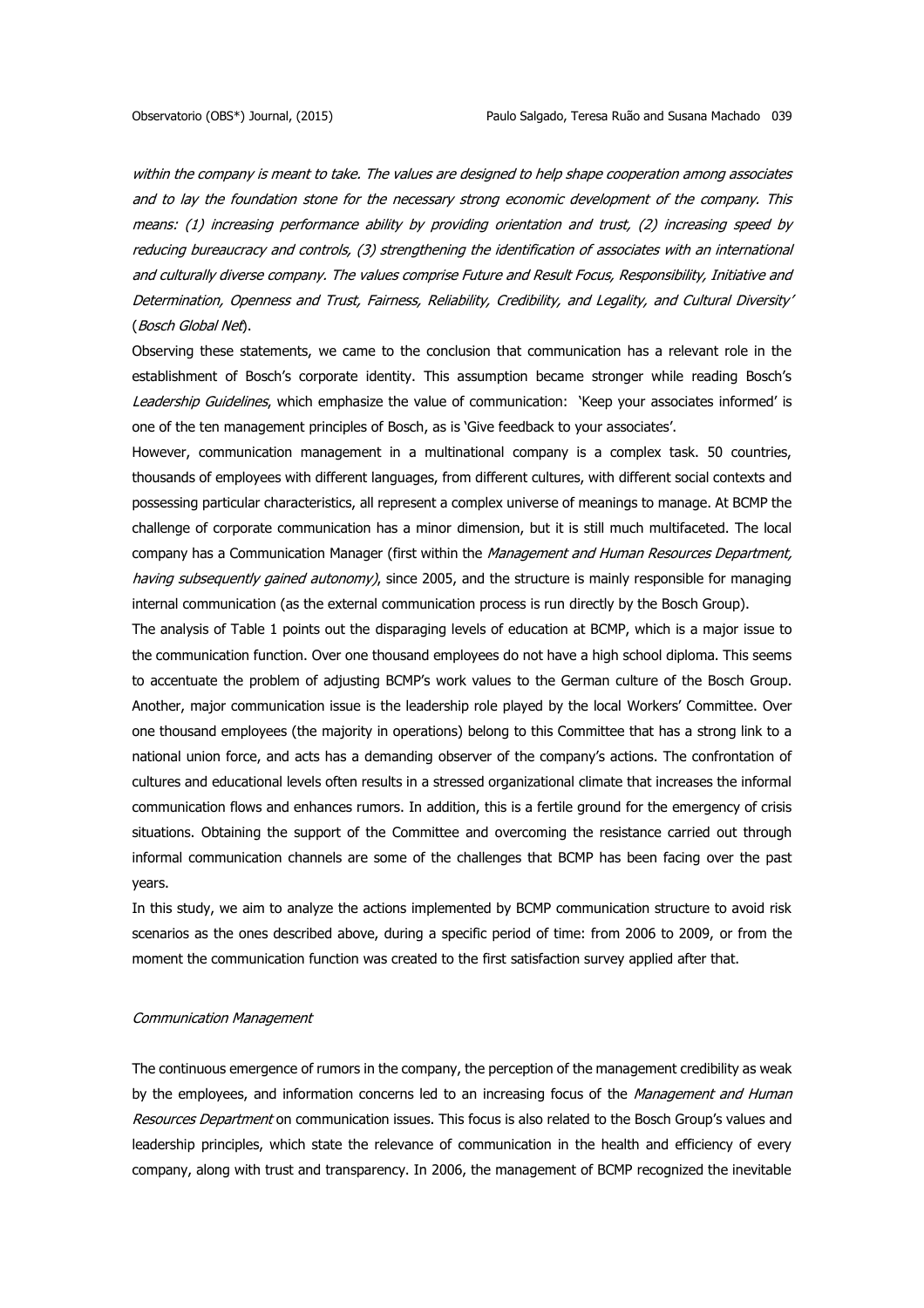*within the company is meant to take. The values are designed to help shape cooperation among associates and to lay the foundation stone for the necessary strong economic development of the company. This means: (1) increasing performance ability by providing orientation and trust, (2) increasing speed by reducing bureaucracy and controls, (3) strengthening the identification of associates with an international and culturally diverse company. The values comprise Future and Result Focus, Responsibility, Initiative and Determination, Openness and Trust, Fairness, Reliability, Credibility, and Legality, and Cultural Diversity'* (*Bosch Global Net*).

Observing these statements, we came to the conclusion that communication has a relevant role in the establishment of Bosch's corporate identity. This assumption became stronger while reading Bosch's *Leadership Guidelines*, which emphasize the value of communication: 'Keep your associates informed' is one of the ten management principles of Bosch, as is 'Give feedback to your associates'.

However, communication management in a multinational company is a complex task. 50 countries, thousands of employees with different languages, from different cultures, with different social contexts and possessing particular characteristics, all represent a complex universe of meanings to manage. At BCMP the challenge of corporate communication has a minor dimension, but it is still much multifaceted. The local company has a Communication Manager (first within the *Management and Human Resources Department, having subsequently gained autonomy)*, since 2005, and the structure is mainly responsible for managing internal communication (as the external communication process is run directly by the Bosch Group).

The analysis of Table 1 points out the disparaging levels of education at BCMP, which is a major issue to the communication function. Over one thousand employees do not have a high school diploma. This seems to accentuate the problem of adjusting BCMP's work values to the German culture of the Bosch Group. Another, major communication issue is the leadership role played by the local Workers' Committee. Over one thousand employees (the majority in operations) belong to this Committee that has a strong link to a national union force, and acts has a demanding observer of the company's actions. The confrontation of cultures and educational levels often results in a stressed organizational climate that increases the informal communication flows and enhances rumors. In addition, this is a fertile ground for the emergency of crisis situations. Obtaining the support of the Committee and overcoming the resistance carried out through informal communication channels are some of the challenges that BCMP has been facing over the past years.

In this study, we aim to analyze the actions implemented by BCMP communication structure to avoid risk scenarios as the ones described above, during a specific period of time: from 2006 to 2009, or from the moment the communication function was created to the first satisfaction survey applied after that.

*Communication Management*

The continuous emergence of rumors in the company, the perception of the management credibility as weak by the employees, and information concerns led to an increasing focus of the *Management and Human Resources Department* on communication issues. This focus is also related to the Bosch Group's values and leadership principles, which state the relevance of communication in the health and efficiency of every company, along with trust and transparency. In 2006, the management of BCMP recognized the inevitable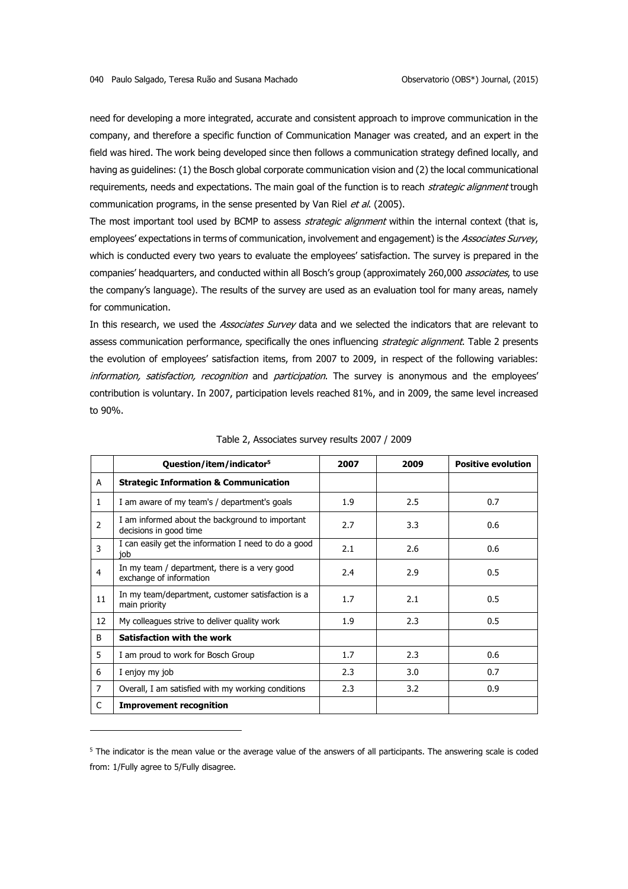need for developing a more integrated, accurate and consistent approach to improve communication in the company, and therefore a specific function of Communication Manager was created, and an expert in the field was hired. The work being developed since then follows a communication strategy defined locally, and having as guidelines: (1) the Bosch global corporate communication vision and (2) the local communicational requirements, needs and expectations. The main goal of the function is to reach *strategic alignment* trough communication programs, in the sense presented by Van Riel *et al.* (2005).

The most important tool used by BCMP to assess *strategic alignment* within the internal context (that is, employees' expectations in terms of communication, involvement and engagement) is the *Associates Survey*, which is conducted every two years to evaluate the employees' satisfaction. The survey is prepared in the companies' headquarters, and conducted within all Bosch's group (approximately 260,000 *associates*, to use the company's language). The results of the survey are used as an evaluation tool for many areas, namely for communication.

In this research, we used the *Associates Survey* data and we selected the indicators that are relevant to assess communication performance, specifically the ones influencing *strategic alignment*. Table 2 presents the evolution of employees' satisfaction items, from 2007 to 2009, in respect of the following variables: *information, satisfaction, recognition* and *participation*. The survey is anonymous and the employees' contribution is voluntary. In 2007, participation levels reached 81%, and in 2009, the same level increased to 90%.

Table 2, Associates survey results 2007 / 2009

| | **Question/item/indicator[5]** | **2007** | **2009** | **Positive evolution** |
|---|---|---|---|---|
| A | **Strategic Information & Communication** | | | |
| 1 | I am aware of my team's / department's goals | 1.9 | 2.5 | 0.7 |
| 2 | I am informed about the background to important decisions in good time | 2.7 | 3.3 | 0.6 |
| 3 | I can easily get the information I need to do a good job | 2.1 | 2.6 | 0.6 |
| 4 | In my team / department, there is a very good exchange of information | 2.4 | 2.9 | 0.5 |
| 11 | In my team/department, customer satisfaction is a main priority | 1.7 | 2.1 | 0.5 |
| 12 | My colleagues strive to deliver quality work | 1.9 | 2.3 | 0.5 |
| B | **Satisfaction with the work** | | | |
| 5 | I am proud to work for Bosch Group | 1.7 | 2.3 | 0.6 |
| 6 | I enjoy my job | 2.3 | 3.0 | 0.7 |
| 7 | Overall, I am satisfied with my working conditions | 2.3 | 3.2 | 0.9 |
| C | **Improvement recognition** | | | |

[5] The indicator is the mean value or the average value of the answers of all participants. The answering scale is coded from: 1/Fully agree to 5/Fully disagree.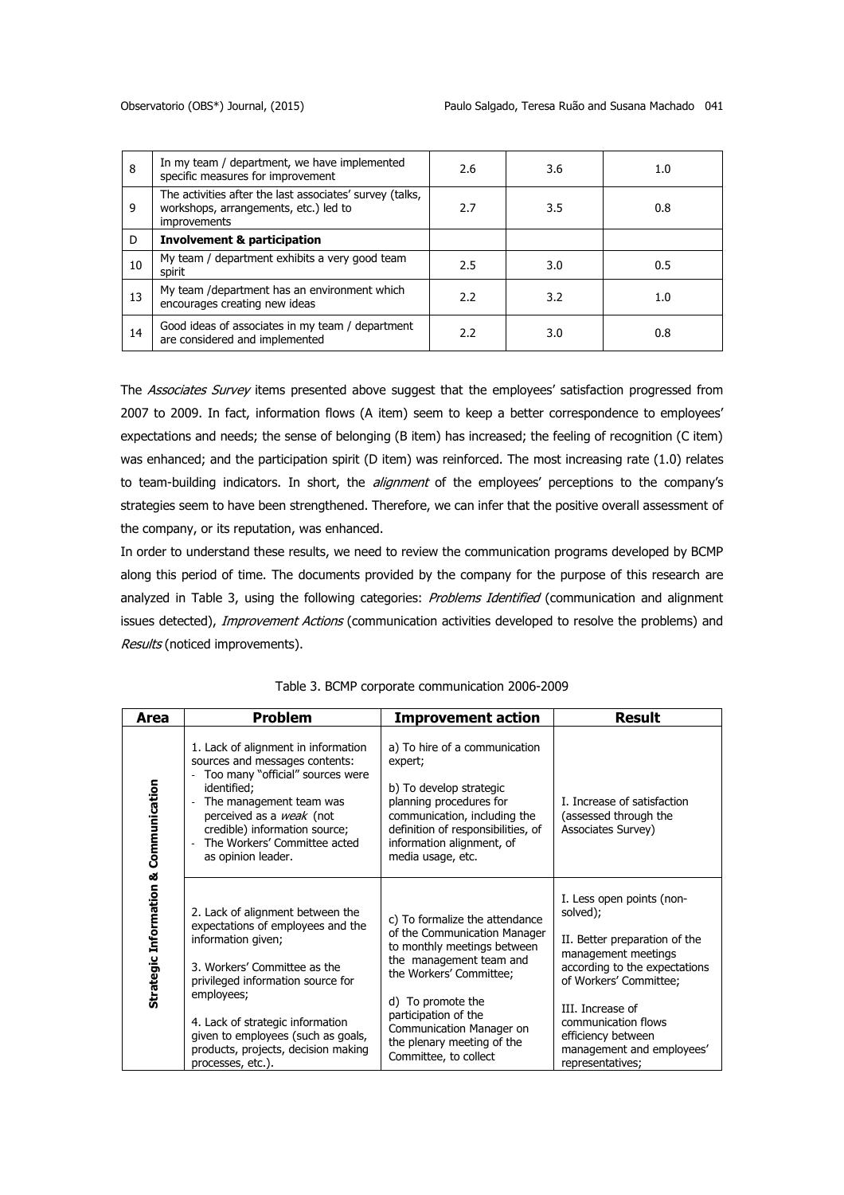| | | | | |
|---|---|---|---|---|
| 8 | In my team / department, we have implemented specific measures for improvement | 2.6 | 3.6 | 1.0 |
| 9 | The activities after the last associates' survey (talks, workshops, arrangements, etc.) led to improvements | 2.7 | 3.5 | 0.8 |
| D | **Involvement & participation** | | | |
| 10 | My team / department exhibits a very good team spirit | 2.5 | 3.0 | 0.5 |
| 13 | My team /department has an environment which encourages creating new ideas | 2.2 | 3.2 | 1.0 |
| 14 | Good ideas of associates in my team / department are considered and implemented | 2.2 | 3.0 | 0.8 |

The *Associates Survey* items presented above suggest that the employees' satisfaction progressed from 2007 to 2009. In fact, information flows (A item) seem to keep a better correspondence to employees' expectations and needs; the sense of belonging (B item) has increased; the feeling of recognition (C item) was enhanced; and the participation spirit (D item) was reinforced. The most increasing rate (1.0) relates to team-building indicators. In short, the *alignment* of the employees' perceptions to the company's strategies seem to have been strengthened. Therefore, we can infer that the positive overall assessment of the company, or its reputation, was enhanced.

In order to understand these results, we need to review the communication programs developed by BCMP along this period of time. The documents provided by the company for the purpose of this research are analyzed in Table 3, using the following categories: *Problems Identified* (communication and alignment issues detected), *Improvement Actions* (communication activities developed to resolve the problems) and *Results* (noticed improvements).

Table 3. BCMP corporate communication 2006-2009

| Area | Problem | Improvement action | Result |
|---|---|---|---|
| Strategic Information & Communication | 1. Lack of alignment in information sources and messages contents:<br>- Too many "official" sources were identified;<br>- The management team was perceived as a *weak* (not credible) information source;<br>- The Workers' Committee acted as opinion leader. | a) To hire of a communication expert;<br><br>b) To develop strategic planning procedures for communication, including the definition of responsibilities, of information alignment, of media usage, etc. | I. Increase of satisfaction (assessed through the Associates Survey) |
| | 2. Lack of alignment between the expectations of employees and the information given;<br><br>3. Workers' Committee as the privileged information source for employees;<br><br>4. Lack of strategic information given to employees (such as goals, products, projects, decision making processes, etc.). | c) To formalize the attendance of the Communication Manager to monthly meetings between the management team and the Workers' Committee;<br><br>d) To promote the participation of the Communication Manager on the plenary meeting of the Committee, to collect | I. Less open points (non-solved);<br><br>II. Better preparation of the management meetings according to the expectations of Workers' Committee;<br><br>III. Increase of communication flows efficiency between management and employees' representatives; |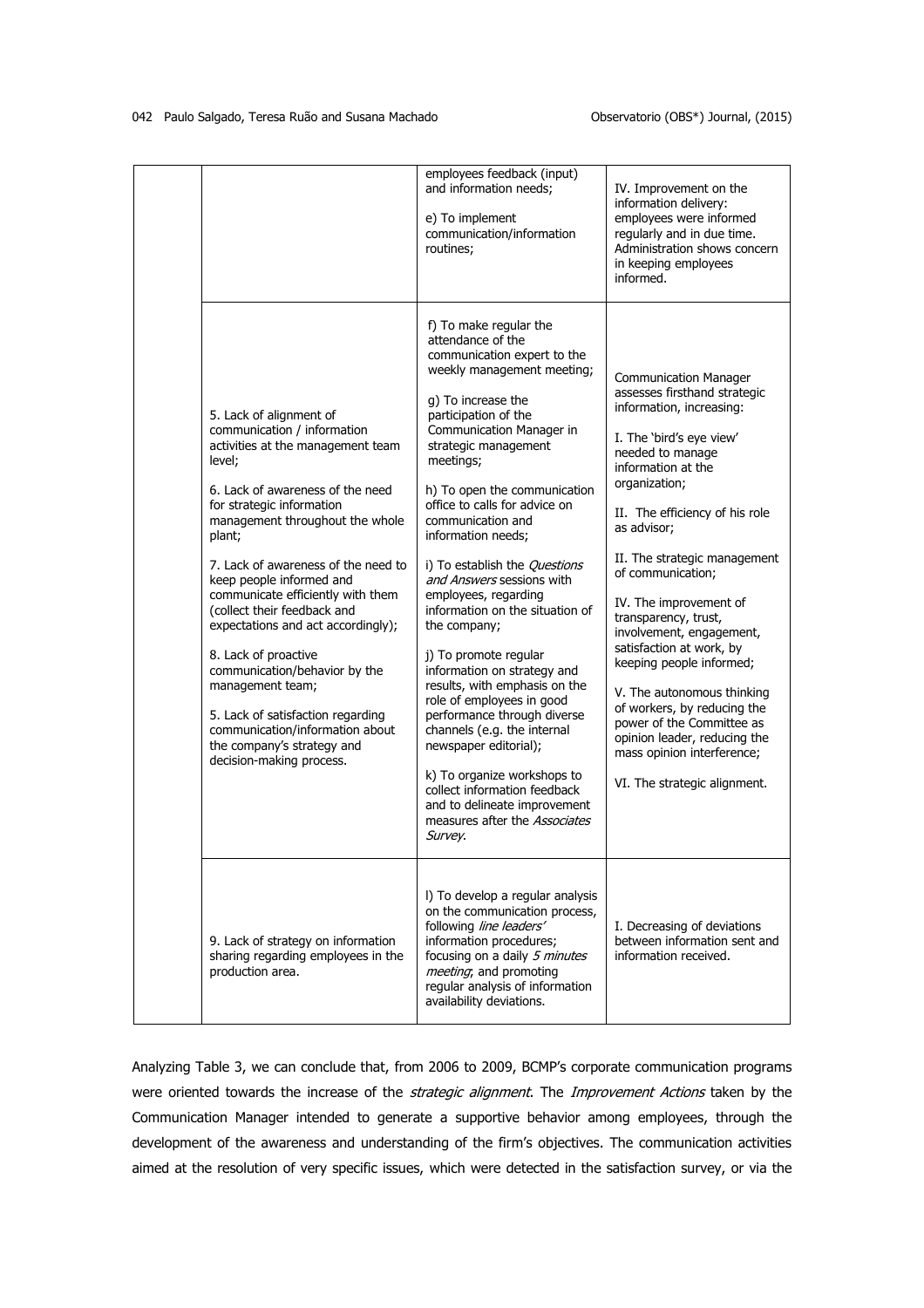| | | | |
|---|---|---|---|
| | | employees feedback (input) and information needs;<br><br>e) To implement communication/information routines; | IV. Improvement on the information delivery: employees were informed regularly and in due time. Administration shows concern in keeping employees informed. |
| | 5. Lack of alignment of communication / information activities at the management team level;<br><br>6. Lack of awareness of the need for strategic information management throughout the whole plant;<br><br>7. Lack of awareness of the need to keep people informed and communicate efficiently with them (collect their feedback and expectations and act accordingly);<br><br>8. Lack of proactive communication/behavior by the management team;<br><br>5. Lack of satisfaction regarding communication/information about the company's strategy and decision-making process. | f) To make regular the attendance of the communication expert to the weekly management meeting;<br><br>g) To increase the participation of the Communication Manager in strategic management meetings;<br><br>h) To open the communication office to calls for advice on communication and information needs;<br><br>i) To establish the *Questions and Answers* sessions with employees, regarding information on the situation of the company;<br><br>j) To promote regular information on strategy and results, with emphasis on the role of employees in good performance through diverse channels (e.g. the internal newspaper editorial);<br><br>k) To organize workshops to collect information feedback and to delineate improvement measures after the *Associates Survey*. | Communication Manager assesses firsthand strategic information, increasing:<br><br>I. The 'bird's eye view' needed to manage information at the organization;<br><br>II. The efficiency of his role as advisor;<br><br>II. The strategic management of communication;<br><br>IV. The improvement of transparency, trust, involvement, engagement, satisfaction at work, by keeping people informed;<br><br>V. The autonomous thinking of workers, by reducing the power of the Committee as opinion leader, reducing the mass opinion interference;<br><br>VI. The strategic alignment. |
| | 9. Lack of strategy on information sharing regarding employees in the production area. | l) To develop a regular analysis on the communication process, following *line leaders'* information procedures; focusing on a daily *5 minutes meeting*; and promoting regular analysis of information availability deviations. | I. Decreasing of deviations between information sent and information received. |

Analyzing Table 3, we can conclude that, from 2006 to 2009, BCMP's corporate communication programs were oriented towards the increase of the *strategic alignment*. The *Improvement Actions* taken by the Communication Manager intended to generate a supportive behavior among employees, through the development of the awareness and understanding of the firm's objectives. The communication activities aimed at the resolution of very specific issues, which were detected in the satisfaction survey, or via the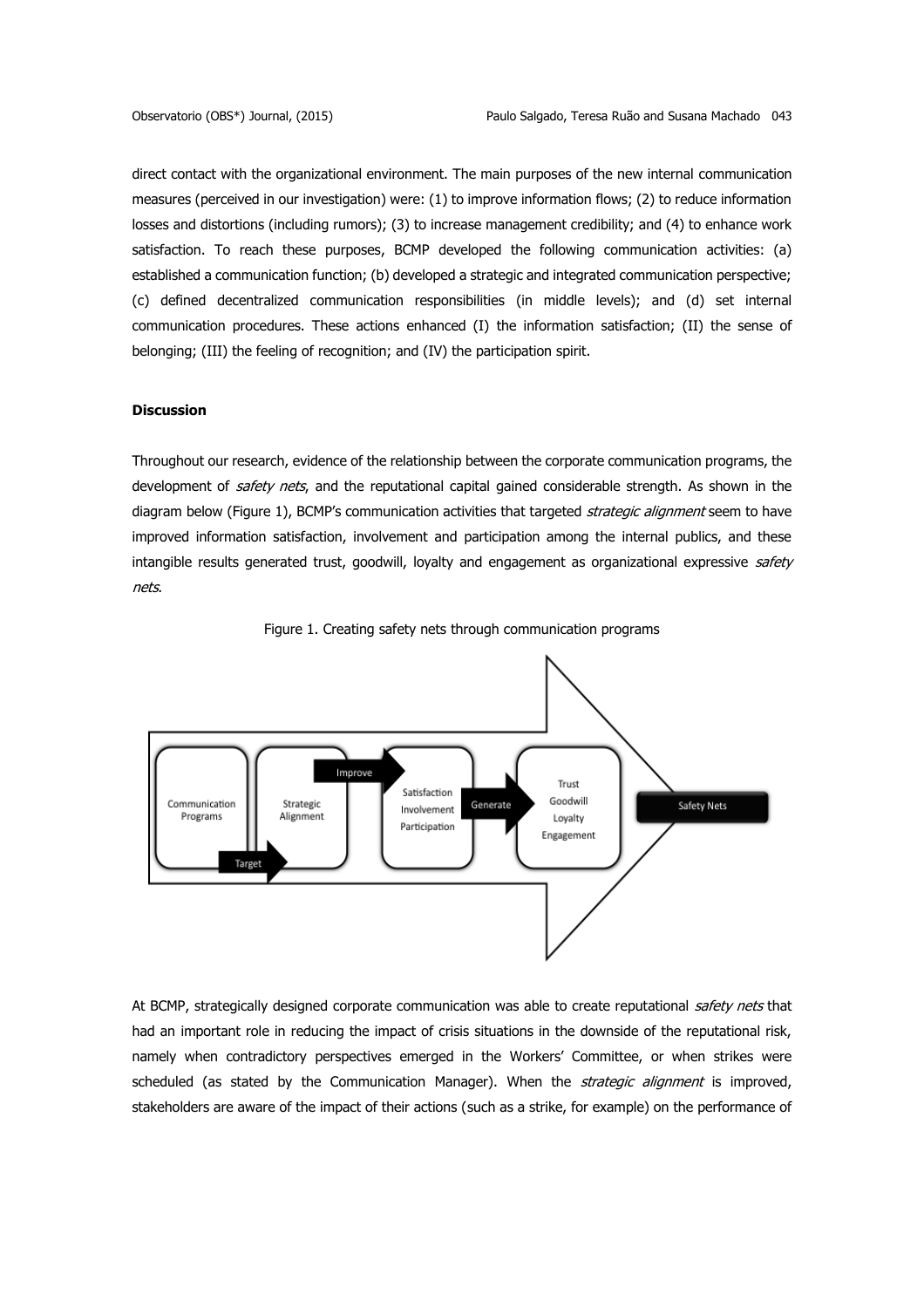direct contact with the organizational environment. The main purposes of the new internal communication measures (perceived in our investigation) were: (1) to improve information flows; (2) to reduce information losses and distortions (including rumors); (3) to increase management credibility; and (4) to enhance work satisfaction. To reach these purposes, BCMP developed the following communication activities: (a) established a communication function; (b) developed a strategic and integrated communication perspective; (c) defined decentralized communication responsibilities (in middle levels); and (d) set internal communication procedures. These actions enhanced (I) the information satisfaction; (II) the sense of belonging; (III) the feeling of recognition; and (IV) the participation spirit.

**Discussion**

Throughout our research, evidence of the relationship between the corporate communication programs, the development of *safety nets*, and the reputational capital gained considerable strength. As shown in the diagram below (Figure 1), BCMP's communication activities that targeted *strategic alignment* seem to have improved information satisfaction, involvement and participation among the internal publics, and these intangible results generated trust, goodwill, loyalty and engagement as organizational expressive *safety nets*.

Figure 1. Creating safety nets through communication programs

Communication Programs → Target → Strategic Alignment → Improve → Satisfaction, Involvement, Participation → Generate → Trust, Goodwill, Loyalty, Engagement → Safety Nets

At BCMP, strategically designed corporate communication was able to create reputational *safety nets* that had an important role in reducing the impact of crisis situations in the downside of the reputational risk, namely when contradictory perspectives emerged in the Workers' Committee, or when strikes were scheduled (as stated by the Communication Manager). When the *strategic alignment* is improved, stakeholders are aware of the impact of their actions (such as a strike, for example) on the performance of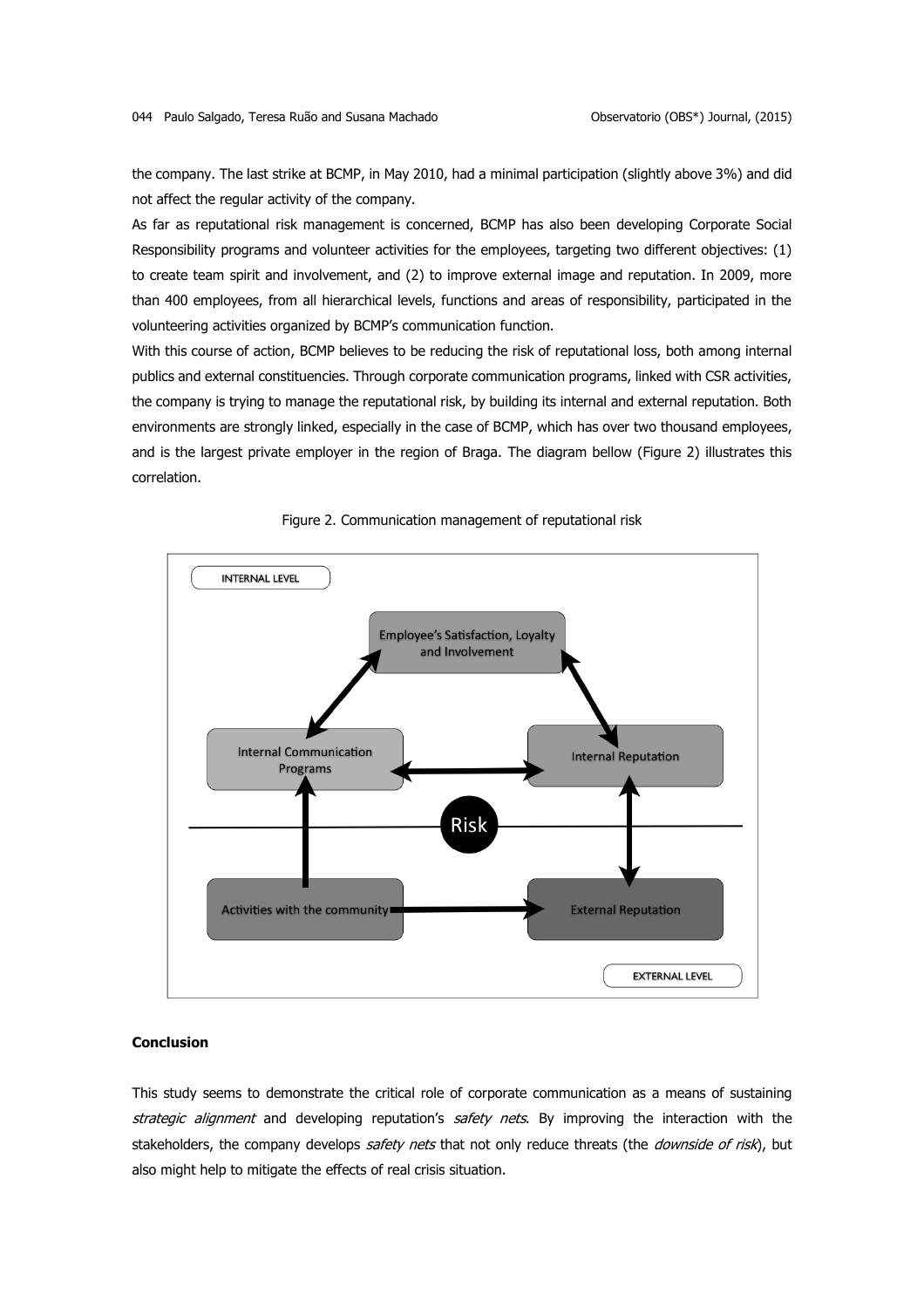the company. The last strike at BCMP, in May 2010, had a minimal participation (slightly above 3%) and did not affect the regular activity of the company.

As far as reputational risk management is concerned, BCMP has also been developing Corporate Social Responsibility programs and volunteer activities for the employees, targeting two different objectives: (1) to create team spirit and involvement, and (2) to improve external image and reputation. In 2009, more than 400 employees, from all hierarchical levels, functions and areas of responsibility, participated in the volunteering activities organized by BCMP's communication function.

With this course of action, BCMP believes to be reducing the risk of reputational loss, both among internal publics and external constituencies. Through corporate communication programs, linked with CSR activities, the company is trying to manage the reputational risk, by building its internal and external reputation. Both environments are strongly linked, especially in the case of BCMP, which has over two thousand employees, and is the largest private employer in the region of Braga. The diagram bellow (Figure 2) illustrates this correlation.

Figure 2. Communication management of reputational risk

INTERNAL LEVEL

Employee's Satisfaction, Loyalty and Involvement

Internal Communication Programs

Internal Reputation

Risk

Activities with the community

External Reputation

EXTERNAL LEVEL

## Conclusion

This study seems to demonstrate the critical role of corporate communication as a means of sustaining *strategic alignment* and developing reputation's *safety nets*. By improving the interaction with the stakeholders, the company develops *safety nets* that not only reduce threats (the *downside of risk*), but also might help to mitigate the effects of real crisis situation.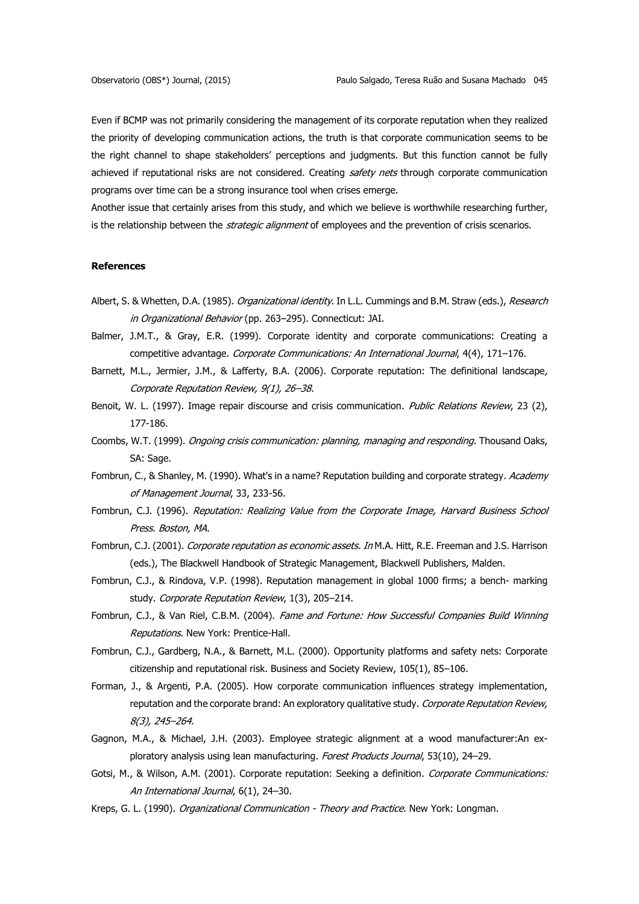Even if BCMP was not primarily considering the management of its corporate reputation when they realized the priority of developing communication actions, the truth is that corporate communication seems to be the right channel to shape stakeholders' perceptions and judgments. But this function cannot be fully achieved if reputational risks are not considered. Creating *safety nets* through corporate communication programs over time can be a strong insurance tool when crises emerge.

Another issue that certainly arises from this study, and which we believe is worthwhile researching further, is the relationship between the *strategic alignment* of employees and the prevention of crisis scenarios.

**References**

Albert, S. & Whetten, D.A. (1985). *Organizational identity*. In L.L. Cummings and B.M. Straw (eds.), *Research in Organizational Behavior* (pp. 263–295). Connecticut: JAI.

Balmer, J.M.T., & Gray, E.R. (1999). Corporate identity and corporate communications: Creating a competitive advantage. *Corporate Communications: An International Journal*, 4(4), 171–176.

Barnett, M.L., Jermier, J.M., & Lafferty, B.A. (2006). Corporate reputation: The definitional landscape*, Corporate Reputation Review, 9(1), 26–38.*

Benoit, W. L. (1997). Image repair discourse and crisis communication. *Public Relations Review*, 23 (2), 177-186.

Coombs, W.T. (1999). *Ongoing crisis communication: planning, managing and responding*. Thousand Oaks, SA: Sage.

Fombrun, C., & Shanley, M. (1990). What's in a name? Reputation building and corporate strategy. *Academy of Management Journal*, 33, 233-56.

Fombrun, C.J. (1996). *Reputation: Realizing Value from the Corporate Image, Harvard Business School Press. Boston, MA.*

Fombrun, C.J. (2001). *Corporate reputation as economic assets. In* M.A. Hitt, R.E. Freeman and J.S. Harrison (eds.), The Blackwell Handbook of Strategic Management, Blackwell Publishers, Malden.

Fombrun, C.J., & Rindova, V.P. (1998). Reputation management in global 1000 firms; a bench- marking study. *Corporate Reputation Review*, 1(3), 205–214.

Fombrun, C.J., & Van Riel, C.B.M. (2004). *Fame and Fortune: How Successful Companies Build Winning Reputations*. New York: Prentice-Hall.

Fombrun, C.J., Gardberg, N.A., & Barnett, M.L. (2000). Opportunity platforms and safety nets: Corporate citizenship and reputational risk. Business and Society Review, 105(1), 85–106.

Forman, J., & Argenti, P.A. (2005). How corporate communication influences strategy implementation, reputation and the corporate brand: An exploratory qualitative study. *Corporate Reputation Review, 8(3), 245–264.*

Gagnon, M.A., & Michael, J.H. (2003). Employee strategic alignment at a wood manufacturer:An exploratory analysis using lean manufacturing. *Forest Products Journal*, 53(10), 24–29.

Gotsi, M., & Wilson, A.M. (2001). Corporate reputation: Seeking a definition. *Corporate Communications: An International Journal*, 6(1), 24–30.

Kreps, G. L. (1990). *Organizational Communication - Theory and Practice*. New York: Longman.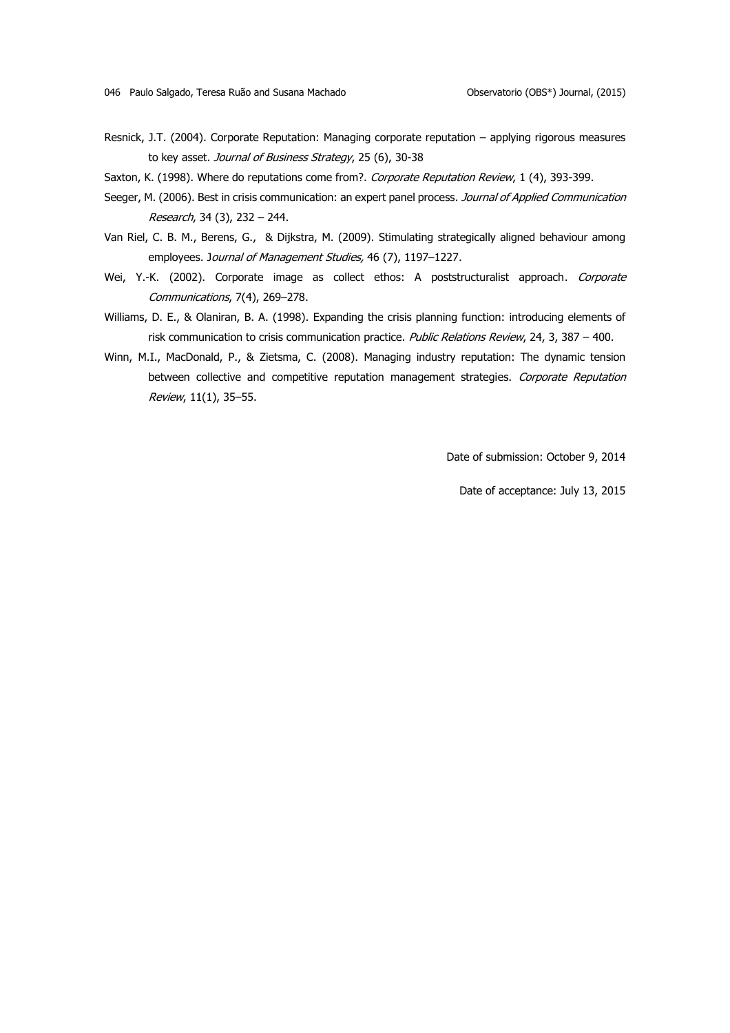Resnick, J.T. (2004). Corporate Reputation: Managing corporate reputation – applying rigorous measures to key asset. *Journal of Business Strategy*, 25 (6), 30-38

Saxton, K. (1998). Where do reputations come from?. *Corporate Reputation Review*, 1 (4), 393-399.

Seeger, M. (2006). Best in crisis communication: an expert panel process. *Journal of Applied Communication Research*, 34 (3), 232 – 244.

Van Riel, C. B. M., Berens, G., & Dijkstra, M. (2009). Stimulating strategically aligned behaviour among employees. J*ournal of Management Studies,* 46 (7), 1197–1227.

Wei, Y.-K. (2002). Corporate image as collect ethos: A poststructuralist approach. *Corporate Communications*, 7(4), 269–278.

Williams, D. E., & Olaniran, B. A. (1998). Expanding the crisis planning function: introducing elements of risk communication to crisis communication practice. *Public Relations Review*, 24, 3, 387 – 400.

Winn, M.I., MacDonald, P., & Zietsma, C. (2008). Managing industry reputation: The dynamic tension between collective and competitive reputation management strategies. *Corporate Reputation Review*, 11(1), 35–55.

Date of submission: October 9, 2014

Date of acceptance: July 13, 2015